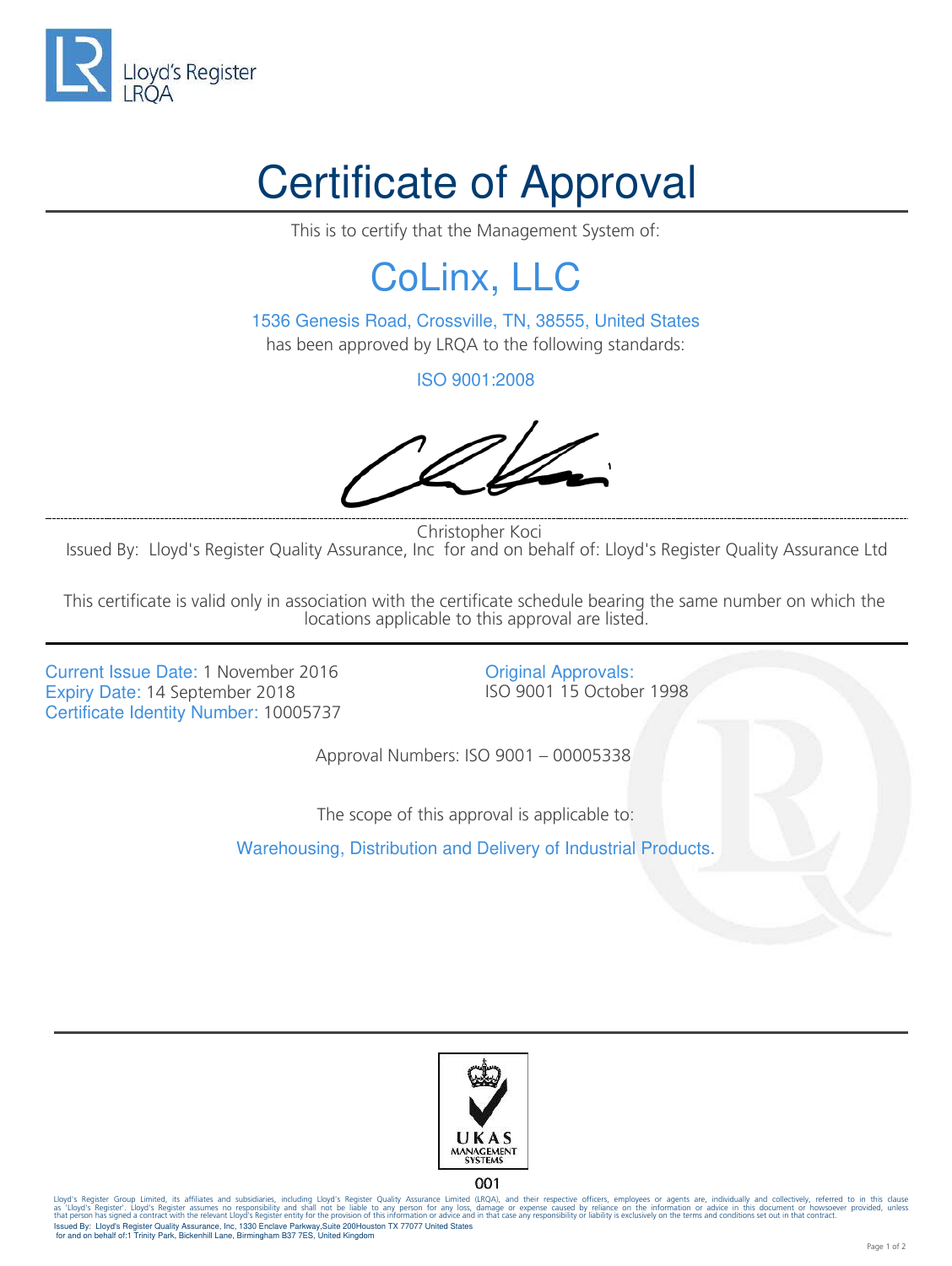Lloyd's Register
LRQA

# Certificate of Approval

This is to certify that the Management System of:

## CoLinx, LLC

1536 Genesis Road, Crossville, TN, 38555, United States

has been approved by LRQA to the following standards:

ISO 9001:2008

Christopher Koci

Issued By: Lloyd's Register Quality Assurance, Inc for and on behalf of: Lloyd's Register Quality Assurance Ltd

This certificate is valid only in association with the certificate schedule bearing the same number on which the locations applicable to this approval are listed.

Current Issue Date: 1 November 2016
Expiry Date: 14 September 2018
Certificate Identity Number: 10005737

Original Approvals:
ISO 9001 15 October 1998

Approval Numbers: ISO 9001 – 00005338

The scope of this approval is applicable to:

Warehousing, Distribution and Delivery of Industrial Products.

UKAS MANAGEMENT SYSTEMS
001

Lloyd's Register Group Limited, its affiliates and subsidiaries, including Lloyd's Register Quality Assurance Limited (LRQA), and their respective officers, employees or agents are, individually and collectively, referred to in this clause as 'Lloyd's Register'. Lloyd's Register assumes no responsibility and shall not be liable to any person for any loss, damage or expense caused by reliance on the information or advice in this document or howsoever provided, unless that person has signed a contract with the relevant Lloyd's Register entity for the provision of this information or advice and in that case any responsibility or liability is exclusively on the terms and conditions set out in that contract.
Issued By: Lloyd's Register Quality Assurance, Inc, 1330 Enclave Parkway,Suite 200Houston TX 77077 United States
for and on behalf of:1 Trinity Park, Bickenhill Lane, Birmingham B37 7ES, United Kingdom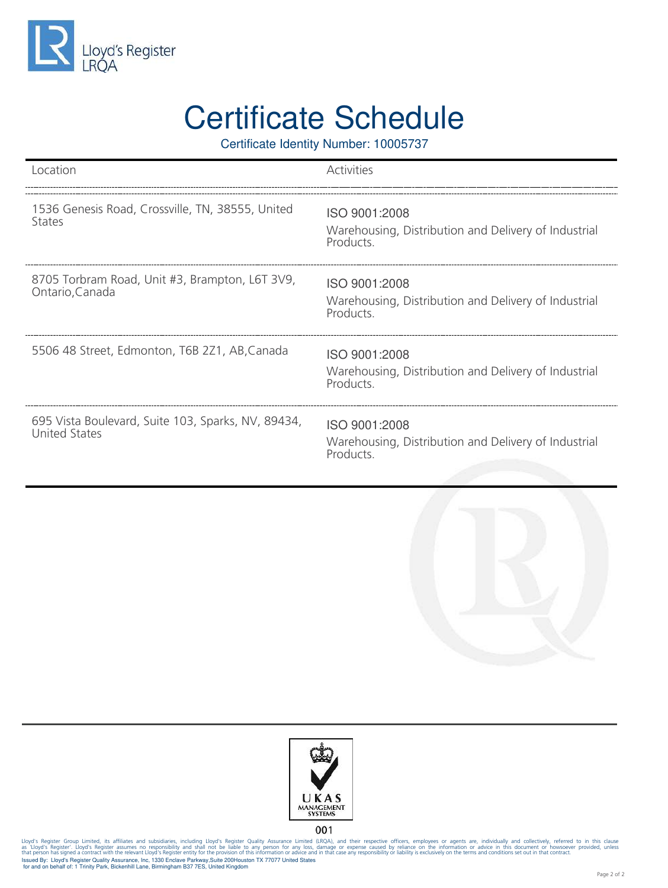Lloyd's Register
LRQA

# Certificate Schedule

Certificate Identity Number: 10005737

| Location | Activities |
| --- | --- |
| 1536 Genesis Road, Crossville, TN, 38555, United States | ISO 9001:2008<br>Warehousing, Distribution and Delivery of Industrial Products. |
| 8705 Torbram Road, Unit #3, Brampton, L6T 3V9, Ontario,Canada | ISO 9001:2008<br>Warehousing, Distribution and Delivery of Industrial Products. |
| 5506 48 Street, Edmonton, T6B 2Z1, AB,Canada | ISO 9001:2008<br>Warehousing, Distribution and Delivery of Industrial Products. |
| 695 Vista Boulevard, Suite 103, Sparks, NV, 89434, United States | ISO 9001:2008<br>Warehousing, Distribution and Delivery of Industrial Products. |

UKAS
MANAGEMENT
SYSTEMS
001

Lloyd's Register Group Limited, its affiliates and subsidiaries, including Lloyd's Register Quality Assurance Limited (LRQA), and their respective officers, employees or agents are, individually and collectively, referred to in this clause as 'Lloyd's Register'. Lloyd's Register assumes no responsibility and shall not be liable to any person for any loss, damage or expense caused by reliance on the information or advice in this document or howsoever provided, unless that person has signed a contract with the relevant Lloyd's Register entity for the provision of this information or advice and in that case any responsibility or liability is exclusively on the terms and conditions set out in that contract.

Issued By: Lloyd's Register Quality Assurance, Inc. 1330 Enclave Parkway,Suite 200Houston TX 77077 United States
for and on behalf of: 1 Trinity Park, Bickenhill Lane, Birmingham B37 7ES, United Kingdom